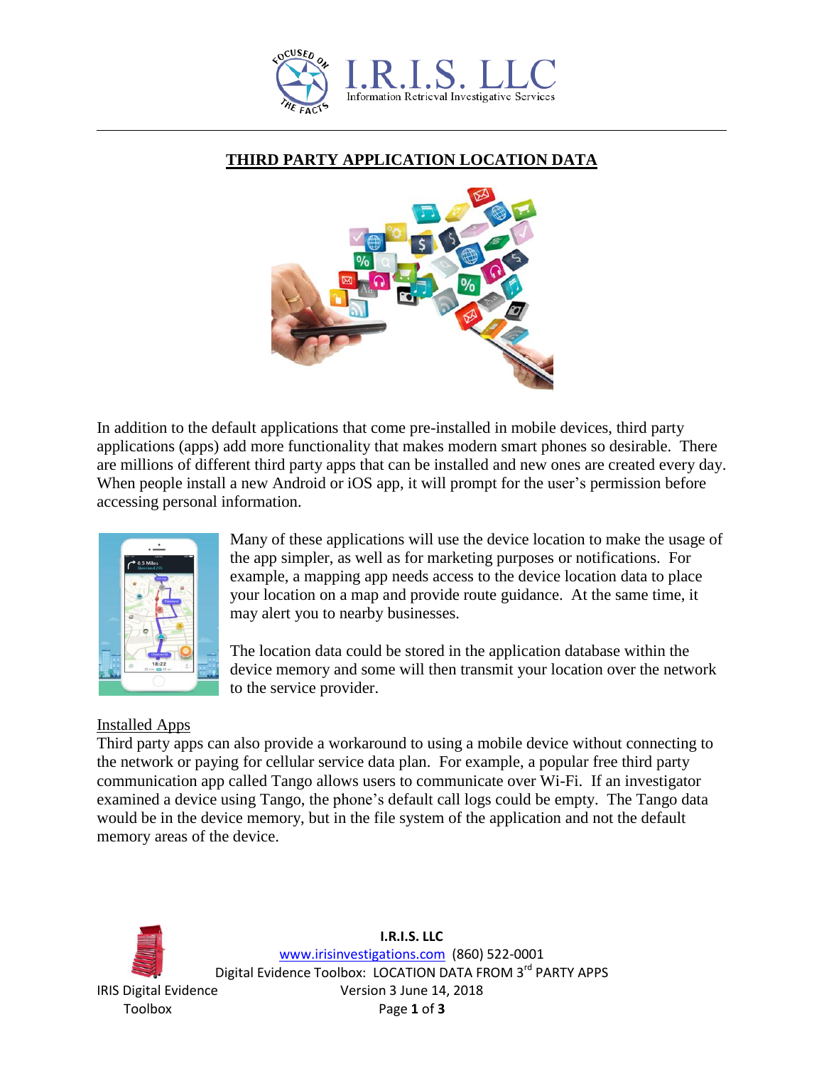# THIRD PARTY APPLICATION LOCATION DATA

In addition to the default applications that come pre-installed in mobile devices, third party applications (apps) add more functionality that makes modern smart phones so desirable. There are millions of different third party apps that can be installed and new ones are created every day. When people install a new Android or iOS app, it will prompt for the user's permission before accessing personal information.

Many of these applications will use the device location to make the usage of the app simpler, as well as for marketing purposes or notifications. For example, a mapping app needs access to the device location data to place your location on a map and provide route guidance. At the same time, it may alert you to nearby businesses.

The location data could be stored in the application database within the device memory and some will then transmit your location over the network to the service provider.

## Installed Apps

Third party apps can also provide a workaround to using a mobile device without connecting to the network or paying for cellular service data plan. For example, a popular free third party communication app called Tango allows users to communicate over Wi-Fi. If an investigator examined a device using Tango, the phone's default call logs could be empty. The Tango data would be in the device memory, but in the file system of the application and not the default memory areas of the device.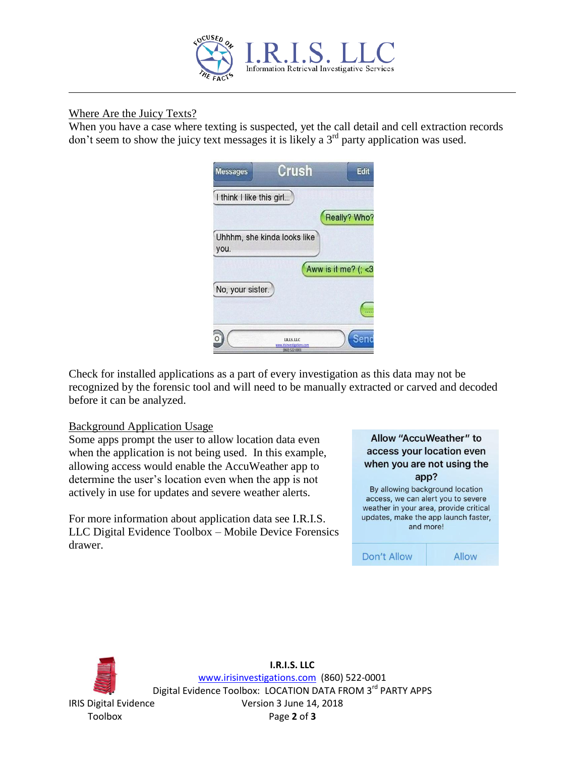## Where Are the Juicy Texts?

When you have a case where texting is suspected, yet the call detail and cell extraction records don't seem to show the juicy text messages it is likely a 3rd party application was used.

Check for installed applications as a part of every investigation as this data may not be recognized by the forensic tool and will need to be manually extracted or carved and decoded before it can be analyzed.

## Background Application Usage

Some apps prompt the user to allow location data even when the application is not being used. In this example, allowing access would enable the AccuWeather app to determine the user's location even when the app is not actively in use for updates and severe weather alerts.

For more information about application data see I.R.I.S. LLC Digital Evidence Toolbox – Mobile Device Forensics drawer.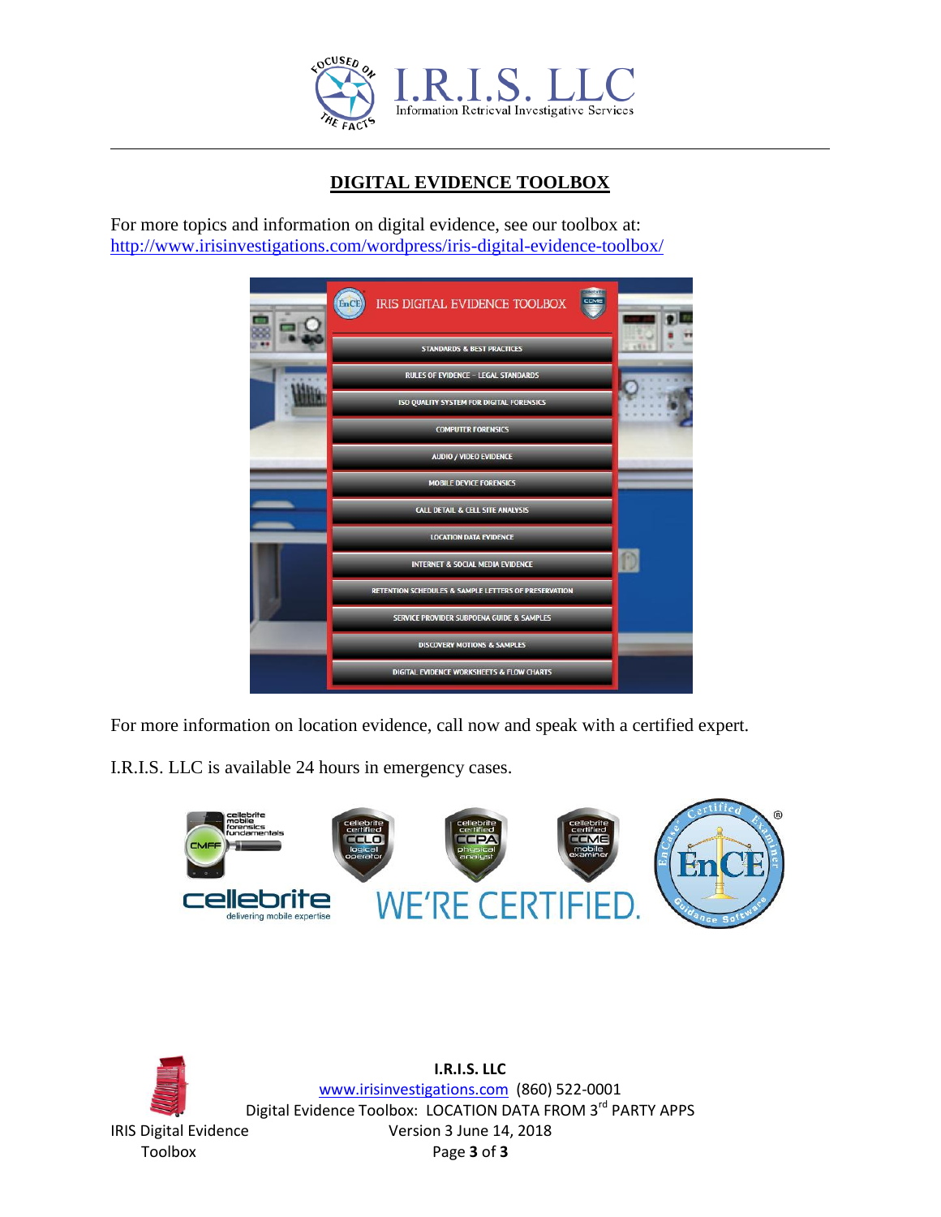## DIGITAL EVIDENCE TOOLBOX

For more topics and information on digital evidence, see our toolbox at: http://www.irisinvestigations.com/wordpress/iris-digital-evidence-toolbox/

IRIS DIGITAL EVIDENCE TOOLBOX

- STANDARDS & BEST PRACTICES
- RULES OF EVIDENCE – LEGAL STANDARDS
- ISO QUALITY SYSTEM FOR DIGITAL FORENSICS
- COMPUTER FORENSICS
- AUDIO / VIDEO EVIDENCE
- MOBILE DEVICE FORENSICS
- CALL DETAIL & CELL SITE ANALYSIS
- LOCATION DATA EVIDENCE
- INTERNET & SOCIAL MEDIA EVIDENCE
- RETENTION SCHEDULES & SAMPLE LETTERS OF PRESERVATION
- SERVICE PROVIDER SUBPOENA GUIDE & SAMPLES
- DISCOVERY MOTIONS & SAMPLES
- DIGITAL EVIDENCE WORKSHEETS & FLOW CHARTS

For more information on location evidence, call now and speak with a certified expert.

I.R.I.S. LLC is available 24 hours in emergency cases.

WE'RE CERTIFIED.

**I.R.I.S. LLC**
www.irisinvestigations.com (860) 522-0001
Digital Evidence Toolbox: LOCATION DATA FROM 3rd PARTY APPS
Version 3 June 14, 2018